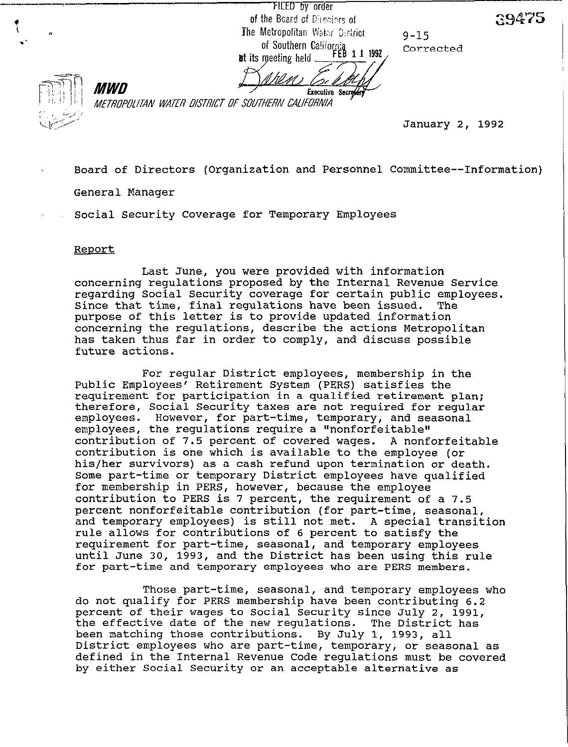FILED by order of the Board of Directors of The Metropolitan Water District of Southern California at its meeting held FEB 11 1992

Executive Secretary

39475

9-15
Corrected

MWD
METROPOLITAN WATER DISTRICT OF SOUTHERN CALIFORNIA

January 2, 1992

Board of Directors (Organization and Personnel Committee--Information)

General Manager

Social Security Coverage for Temporary Employees

Report

Last June, you were provided with information concerning regulations proposed by the Internal Revenue Service regarding Social Security coverage for certain public employees. Since that time, final regulations have been issued. The purpose of this letter is to provide updated information concerning the regulations, describe the actions Metropolitan has taken thus far in order to comply, and discuss possible future actions.

For regular District employees, membership in the Public Employees' Retirement System (PERS) satisfies the requirement for participation in a qualified retirement plan; therefore, Social Security taxes are not required for regular employees. However, for part-time, temporary, and seasonal employees, the regulations require a "nonforfeitable" contribution of 7.5 percent of covered wages. A nonforfeitable contribution is one which is available to the employee (or his/her survivors) as a cash refund upon termination or death. Some part-time or temporary District employees have qualified for membership in PERS, however, because the employee contribution to PERS is 7 percent, the requirement of a 7.5 percent nonforfeitable contribution (for part-time, seasonal, and temporary employees) is still not met. A special transition rule allows for contributions of 6 percent to satisfy the requirement for part-time, seasonal, and temporary employees until June 30, 1993, and the District has been using this rule for part-time and temporary employees who are PERS members.

Those part-time, seasonal, and temporary employees who do not qualify for PERS membership have been contributing 6.2 percent of their wages to Social Security since July 2, 1991, the effective date of the new regulations. The District has been matching those contributions. By July 1, 1993, all District employees who are part-time, temporary, or seasonal as defined in the Internal Revenue Code regulations must be covered by either Social Security or an acceptable alternative as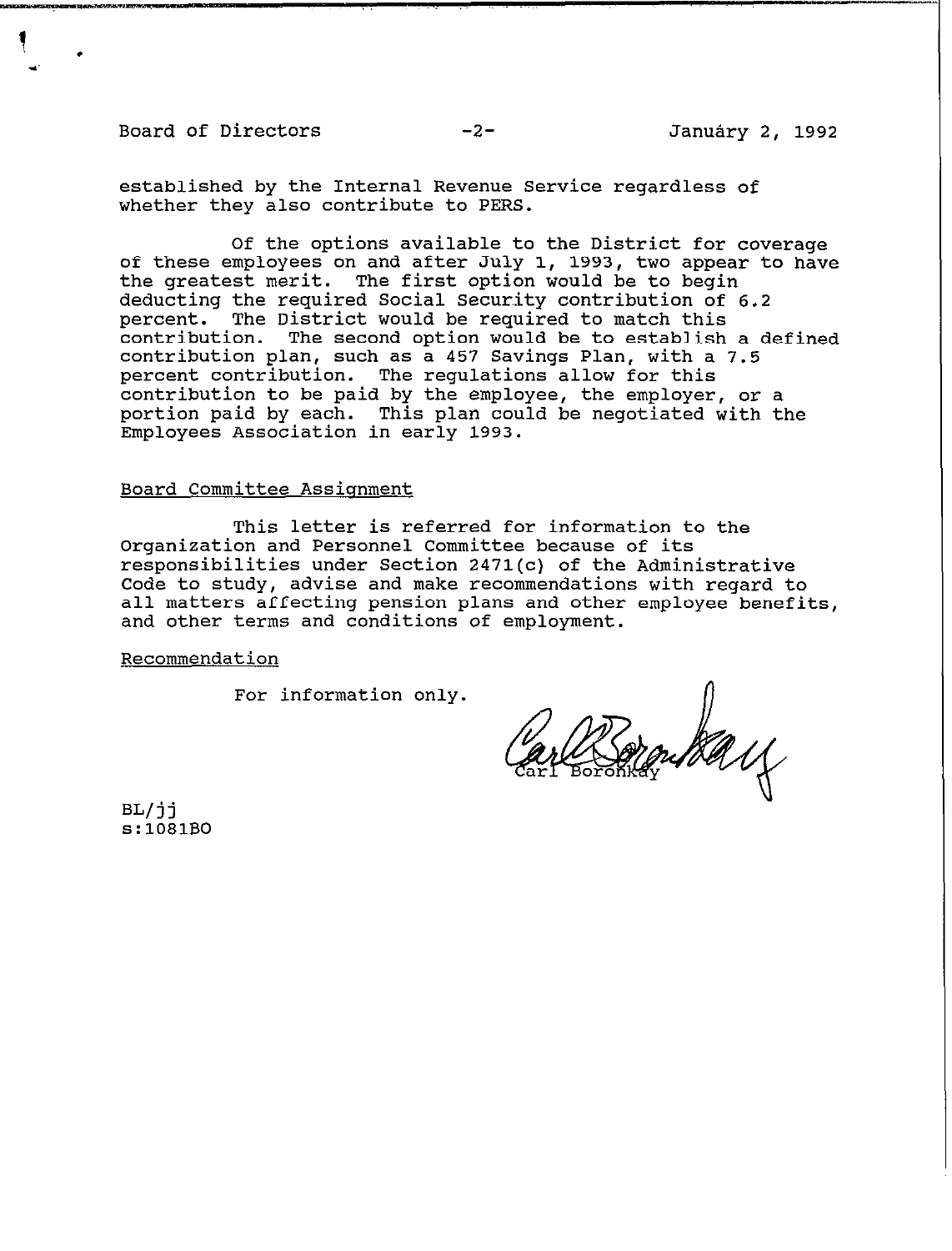established by the Internal Revenue Service regardless of whether they also contribute to PERS.

Of the options available to the District for coverage of these employees on and after July 1, 1993, two appear to have the greatest merit. The first option would be to begin deducting the required Social Security contribution of 6.2 percent. The District would be required to match this contribution. The second option would be to establish a defined contribution plan, such as a 457 Savings Plan, with a 7.5 percent contribution. The regulations allow for this contribution to be paid by the employee, the employer, or a portion paid by each. This plan could be negotiated with the Employees Association in early 1993.

Board Committee Assignment

This letter is referred for information to the Organization and Personnel Committee because of its responsibilities under Section 2471(c) of the Administrative Code to study, advise and make recommendations with regard to all matters affecting pension plans and other employee benefits, and other terms and conditions of employment.

Recommendation

For information only.

Carl Boronkay

BL/jj
s:1081BO